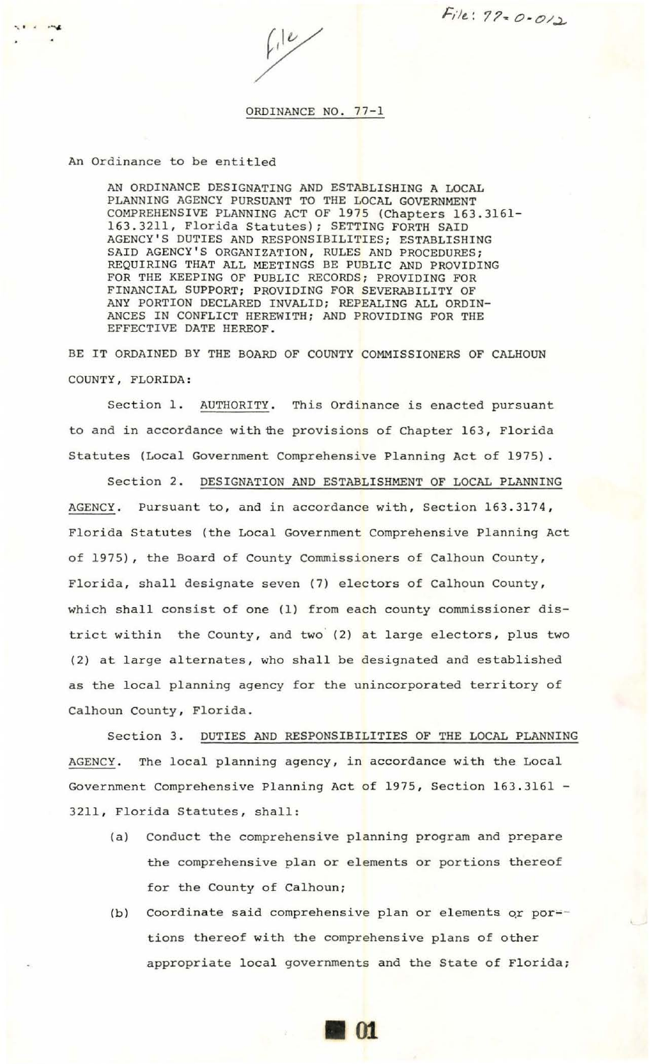File: 77-0-012

File

ORDINANCE NO. 77-1

An Ordinance to be entitled

AN ORDINANCE DESIGNATING AND ESTABLISHING A LOCAL PLANNING AGENCY PURSUANT TO THE LOCAL GOVERNMENT COMPREHENSIVE PLANNING ACT OF 1975 (Chapters 163.3161-163.3211, Florida Statutes); SETTING FORTH SAID AGENCY'S DUTIES AND RESPONSIBILITIES; ESTABLISHING SAID AGENCY'S ORGANIZATION, RULES AND PROCEDURES; REQUIRING THAT ALL MEETINGS BE PUBLIC AND PROVIDING FOR THE KEEPING OF PUBLIC RECORDS; PROVIDING FOR FINANCIAL SUPPORT; PROVIDING FOR SEVERABILITY OF ANY PORTION DECLARED INVALID; REPEALING ALL ORDINANCES IN CONFLICT HEREWITH; AND PROVIDING FOR THE EFFECTIVE DATE HEREOF.

BE IT ORDAINED BY THE BOARD OF COUNTY COMMISSIONERS OF CALHOUN COUNTY, FLORIDA:

Section 1. AUTHORITY. This Ordinance is enacted pursuant to and in accordance with the provisions of Chapter 163, Florida Statutes (Local Government Comprehensive Planning Act of 1975).

Section 2. DESIGNATION AND ESTABLISHMENT OF LOCAL PLANNING AGENCY. Pursuant to, and in accordance with, Section 163.3174, Florida Statutes (the Local Government Comprehensive Planning Act of 1975), the Board of County Commissioners of Calhoun County, Florida, shall designate seven (7) electors of Calhoun County, which shall consist of one (1) from each county commissioner district within the County, and two (2) at large electors, plus two (2) at large alternates, who shall be designated and established as the local planning agency for the unincorporated territory of Calhoun County, Florida.

Section 3. DUTIES AND RESPONSIBILITIES OF THE LOCAL PLANNING AGENCY. The local planning agency, in accordance with the Local Government Comprehensive Planning Act of 1975, Section 163.3161 - 3211, Florida Statutes, shall:

(a) Conduct the comprehensive planning program and prepare the comprehensive plan or elements or portions thereof for the County of Calhoun;

(b) Coordinate said comprehensive plan or elements or portions thereof with the comprehensive plans of other appropriate local governments and the State of Florida;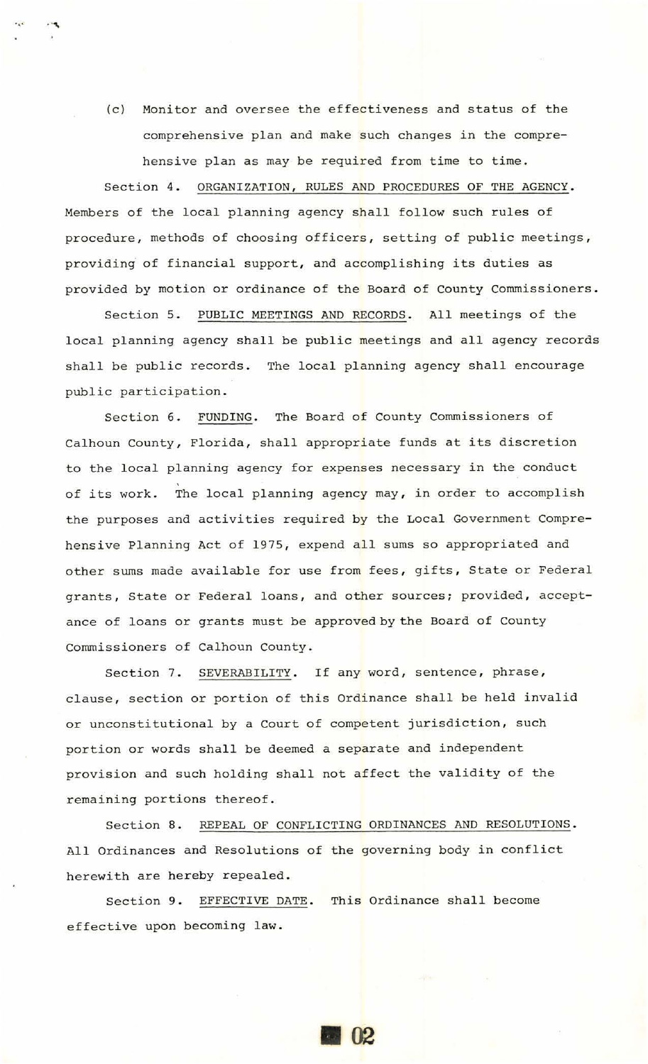(c) Monitor and oversee the effectiveness and status of the comprehensive plan and make such changes in the comprehensive plan as may be required from time to time.

Section 4. ORGANIZATION, RULES AND PROCEDURES OF THE AGENCY. Members of the local planning agency shall follow such rules of procedure, methods of choosing officers, setting of public meetings, providing of financial support, and accomplishing its duties as provided by motion or ordinance of the Board of County Commissioners.

Section 5. PUBLIC MEETINGS AND RECORDS. All meetings of the local planning agency shall be public meetings and all agency records shall be public records. The local planning agency shall encourage public participation.

Section 6. FUNDING. The Board of County Commissioners of Calhoun County, Florida, shall appropriate funds at its discretion to the local planning agency for expenses necessary in the conduct of its work. The local planning agency may, in order to accomplish the purposes and activities required by the Local Government Comprehensive Planning Act of 1975, expend all sums so appropriated and other sums made available for use from fees, gifts, State or Federal grants, State or Federal loans, and other sources; provided, acceptance of loans or grants must be approved by the Board of County Commissioners of Calhoun County.

Section 7. SEVERABILITY. If any word, sentence, phrase, clause, section or portion of this Ordinance shall be held invalid or unconstitutional by a Court of competent jurisdiction, such portion or words shall be deemed a separate and independent provision and such holding shall not affect the validity of the remaining portions thereof.

Section 8. REPEAL OF CONFLICTING ORDINANCES AND RESOLUTIONS. All Ordinances and Resolutions of the governing body in conflict herewith are hereby repealed.

Section 9. EFFECTIVE DATE. This Ordinance shall become effective upon becoming law.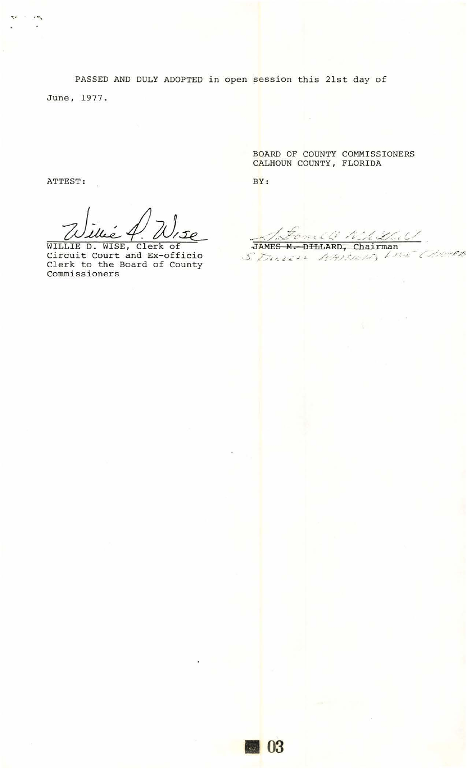PASSED AND DULY ADOPTED in open session this 21st day of June, 1977.

BOARD OF COUNTY COMMISSIONERS
CALHOUN COUNTY, FLORIDA

ATTEST:

BY:

WILLIE D. WISE, Clerk of Circuit Court and Ex-officio Clerk to the Board of County Commissioners

~~JAMES M. DILLARD~~, Chairman

S. Darrell Mitchell, Vice Chairman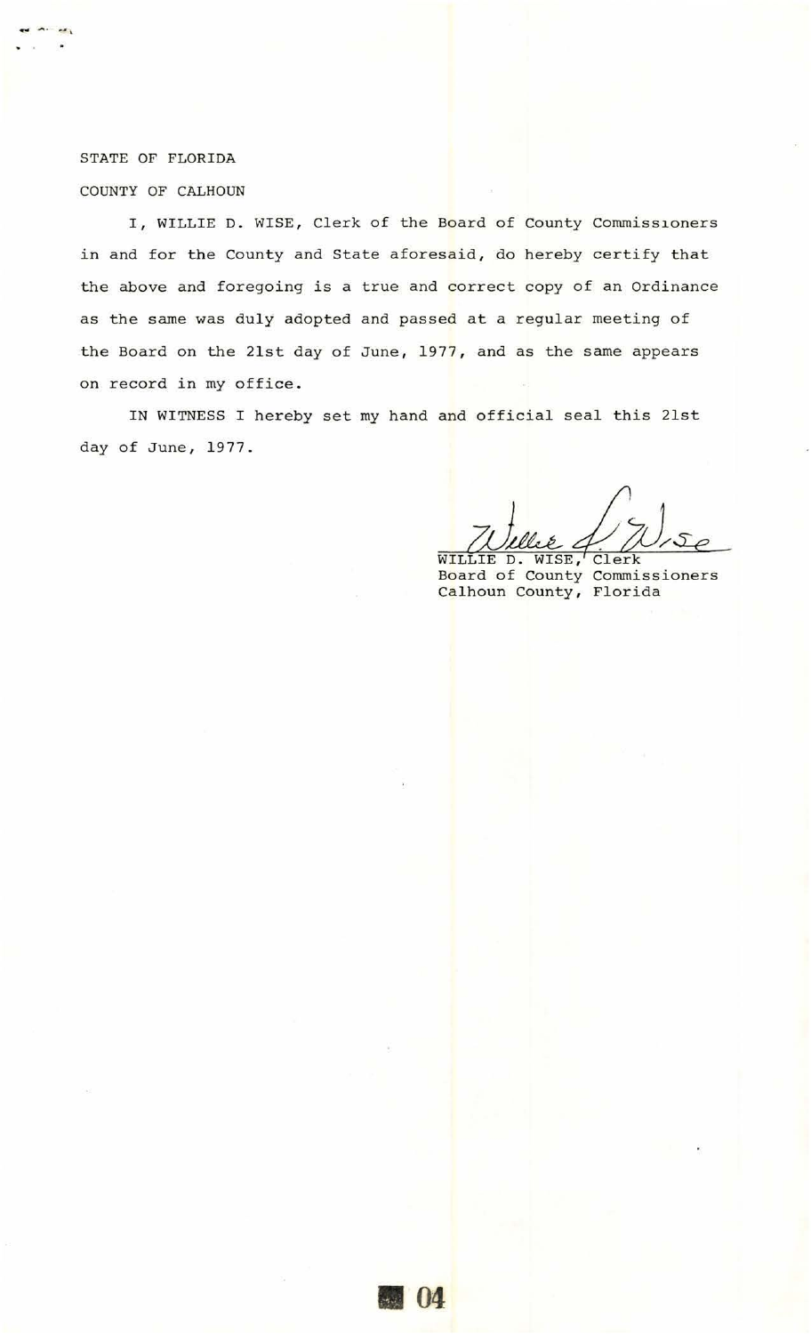STATE OF FLORIDA

COUNTY OF CALHOUN

I, WILLIE D. WISE, Clerk of the Board of County Commissioners in and for the County and State aforesaid, do hereby certify that the above and foregoing is a true and correct copy of an Ordinance as the same was duly adopted and passed at a regular meeting of the Board on the 21st day of June, 1977, and as the same appears on record in my office.

IN WITNESS I hereby set my hand and official seal this 21st day of June, 1977.

WILLIE D. WISE, Clerk  
Board of County Commissioners  
Calhoun County, Florida